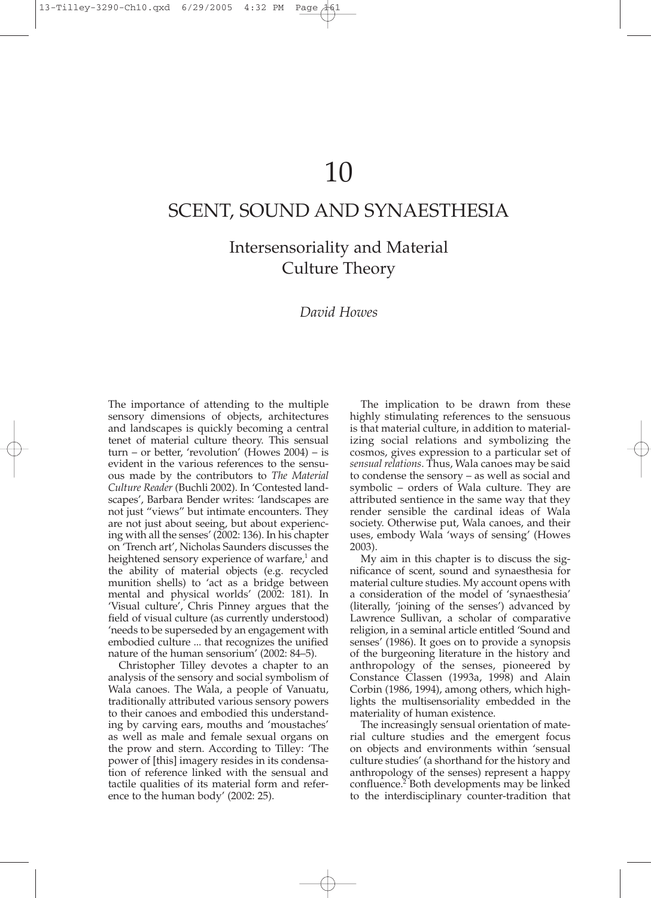# 10

# SCENT, SOUND AND SYNAESTHESIA

## Intersensoriality and Material Culture Theory

*David Howes*

The importance of attending to the multiple sensory dimensions of objects, architectures and landscapes is quickly becoming a central tenet of material culture theory. This sensual turn – or better, 'revolution' (Howes 2004) – is evident in the various references to the sensuous made by the contributors to *The Material Culture Reader* (Buchli 2002). In 'Contested landscapes', Barbara Bender writes: 'landscapes are not just "views" but intimate encounters. They are not just about seeing, but about experiencing with all the senses' (2002: 136). In his chapter on 'Trench art', Nicholas Saunders discusses the heightened sensory experience of warfare,[1] and the ability of material objects (e.g. recycled munition shells) to 'act as a bridge between mental and physical worlds' (2002: 181). In 'Visual culture', Chris Pinney argues that the field of visual culture (as currently understood) 'needs to be superseded by an engagement with embodied culture ... that recognizes the unified nature of the human sensorium' (2002: 84–5).

Christopher Tilley devotes a chapter to an analysis of the sensory and social symbolism of Wala canoes. The Wala, a people of Vanuatu, traditionally attributed various sensory powers to their canoes and embodied this understanding by carving ears, mouths and 'moustaches' as well as male and female sexual organs on the prow and stern. According to Tilley: 'The power of [this] imagery resides in its condensation of reference linked with the sensual and tactile qualities of its material form and reference to the human body' (2002: 25).

The implication to be drawn from these highly stimulating references to the sensuous is that material culture, in addition to materializing social relations and symbolizing the cosmos, gives expression to a particular set of *sensual relations*. Thus, Wala canoes may be said to condense the sensory – as well as social and symbolic – orders of Wala culture. They are attributed sentience in the same way that they render sensible the cardinal ideas of Wala society. Otherwise put, Wala canoes, and their uses, embody Wala 'ways of sensing' (Howes 2003).

My aim in this chapter is to discuss the significance of scent, sound and synaesthesia for material culture studies. My account opens with a consideration of the model of 'synaesthesia' (literally, 'joining of the senses') advanced by Lawrence Sullivan, a scholar of comparative religion, in a seminal article entitled 'Sound and senses' (1986). It goes on to provide a synopsis of the burgeoning literature in the history and anthropology of the senses, pioneered by Constance Classen (1993a, 1998) and Alain Corbin (1986, 1994), among others, which highlights the multisensoriality embedded in the materiality of human existence.

The increasingly sensual orientation of material culture studies and the emergent focus on objects and environments within 'sensual culture studies' (a shorthand for the history and anthropology of the senses) represent a happy confluence.[2] Both developments may be linked to the interdisciplinary counter-tradition that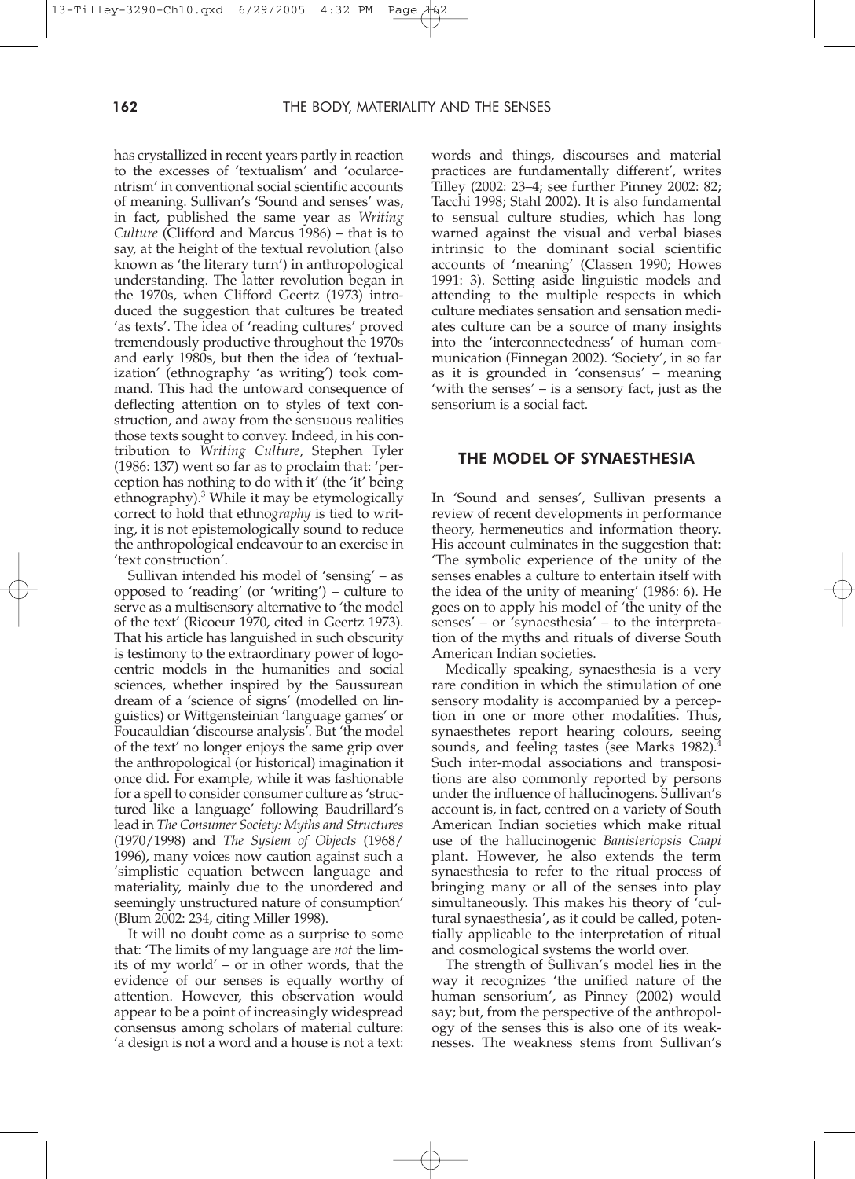has crystallized in recent years partly in reaction to the excesses of 'textualism' and 'ocularcentrism' in conventional social scientific accounts of meaning. Sullivan's 'Sound and senses' was, in fact, published the same year as *Writing Culture* (Clifford and Marcus 1986) – that is to say, at the height of the textual revolution (also known as 'the literary turn') in anthropological understanding. The latter revolution began in the 1970s, when Clifford Geertz (1973) introduced the suggestion that cultures be treated 'as texts'. The idea of 'reading cultures' proved tremendously productive throughout the 1970s and early 1980s, but then the idea of 'textualization' (ethnography 'as writing') took command. This had the untoward consequence of deflecting attention on to styles of text construction, and away from the sensuous realities those texts sought to convey. Indeed, in his contribution to *Writing Culture*, Stephen Tyler (1986: 137) went so far as to proclaim that: 'perception has nothing to do with it' (the 'it' being ethnography).[3] While it may be etymologically correct to hold that ethno*graphy* is tied to writing, it is not epistemologically sound to reduce the anthropological endeavour to an exercise in 'text construction'.

Sullivan intended his model of 'sensing' – as opposed to 'reading' (or 'writing') – culture to serve as a multisensory alternative to 'the model of the text' (Ricoeur 1970, cited in Geertz 1973). That his article has languished in such obscurity is testimony to the extraordinary power of logocentric models in the humanities and social sciences, whether inspired by the Saussurean dream of a 'science of signs' (modelled on linguistics) or Wittgensteinian 'language games' or Foucauldian 'discourse analysis'. But 'the model of the text' no longer enjoys the same grip over the anthropological (or historical) imagination it once did. For example, while it was fashionable for a spell to consider consumer culture as 'structured like a language' following Baudrillard's lead in *The Consumer Society: Myths and Structures* (1970/1998) and *The System of Objects* (1968/1996), many voices now caution against such a 'simplistic equation between language and materiality, mainly due to the unordered and seemingly unstructured nature of consumption' (Blum 2002: 234, citing Miller 1998).

It will no doubt come as a surprise to some that: 'The limits of my language are *not* the limits of my world' – or in other words, that the evidence of our senses is equally worthy of attention. However, this observation would appear to be a point of increasingly widespread consensus among scholars of material culture: 'a design is not a word and a house is not a text: words and things, discourses and material practices are fundamentally different', writes Tilley (2002: 23–4; see further Pinney 2002: 82; Tacchi 1998; Stahl 2002). It is also fundamental to sensual culture studies, which has long warned against the visual and verbal biases intrinsic to the dominant social scientific accounts of 'meaning' (Classen 1990; Howes 1991: 3). Setting aside linguistic models and attending to the multiple respects in which culture mediates sensation and sensation mediates culture can be a source of many insights into the 'interconnectedness' of human communication (Finnegan 2002). 'Society', in so far as it is grounded in 'consensus' – meaning 'with the senses' – is a sensory fact, just as the sensorium is a social fact.

## THE MODEL OF SYNAESTHESIA

In 'Sound and senses', Sullivan presents a review of recent developments in performance theory, hermeneutics and information theory. His account culminates in the suggestion that: 'The symbolic experience of the unity of the senses enables a culture to entertain itself with the idea of the unity of meaning' (1986: 6). He goes on to apply his model of 'the unity of the senses' – or 'synaesthesia' – to the interpretation of the myths and rituals of diverse South American Indian societies.

Medically speaking, synaesthesia is a very rare condition in which the stimulation of one sensory modality is accompanied by a perception in one or more other modalities. Thus, synaesthetes report hearing colours, seeing sounds, and feeling tastes (see Marks 1982).[4] Such inter-modal associations and transpositions are also commonly reported by persons under the influence of hallucinogens. Sullivan's account is, in fact, centred on a variety of South American Indian societies which make ritual use of the hallucinogenic *Banisteriopsis Caapi* plant. However, he also extends the term synaesthesia to refer to the ritual process of bringing many or all of the senses into play simultaneously. This makes his theory of 'cultural synaesthesia', as it could be called, potentially applicable to the interpretation of ritual and cosmological systems the world over.

The strength of Sullivan's model lies in the way it recognizes 'the unified nature of the human sensorium', as Pinney (2002) would say; but, from the perspective of the anthropology of the senses this is also one of its weaknesses. The weakness stems from Sullivan's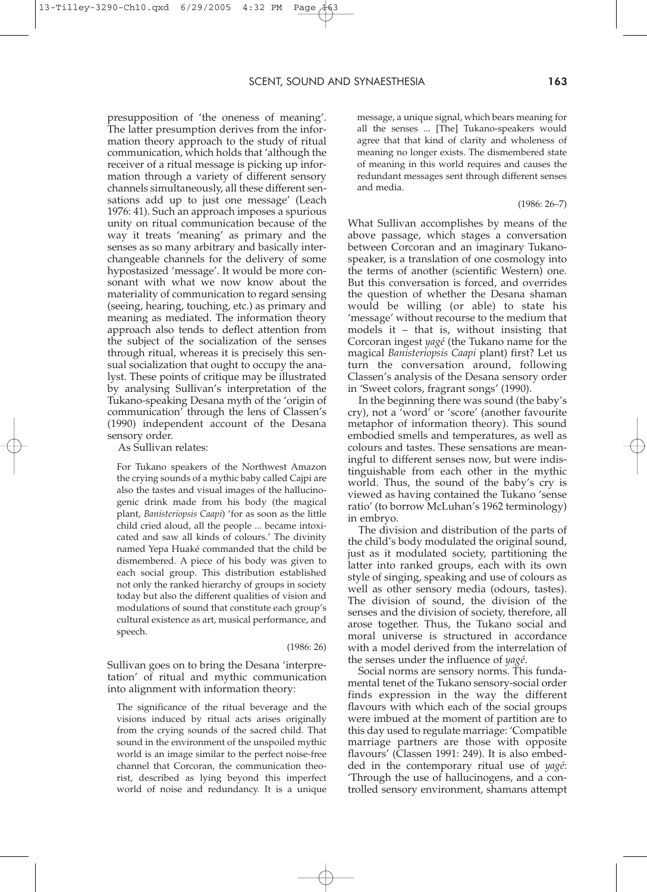presupposition of 'the oneness of meaning'. The latter presumption derives from the information theory approach to the study of ritual communication, which holds that 'although the receiver of a ritual message is picking up information through a variety of different sensory channels simultaneously, all these different sensations add up to just one message' (Leach 1976: 41). Such an approach imposes a spurious unity on ritual communication because of the way it treats 'meaning' as primary and the senses as so many arbitrary and basically interchangeable channels for the delivery of some hypostasized 'message'. It would be more consonant with what we now know about the materiality of communication to regard sensing (seeing, hearing, touching, etc.) as primary and meaning as mediated. The information theory approach also tends to deflect attention from the subject of the socialization of the senses through ritual, whereas it is precisely this sensual socialization that ought to occupy the analyst. These points of critique may be illustrated by analysing Sullivan's interpretation of the Tukano-speaking Desana myth of the 'origin of communication' through the lens of Classen's (1990) independent account of the Desana sensory order.

As Sullivan relates:

> For Tukano speakers of the Northwest Amazon the crying sounds of a mythic baby called Cajpi are also the tastes and visual images of the hallucinogenic drink made from his body (the magical plant, *Banisteriopsis Caapi*) 'for as soon as the little child cried aloud, all the people ... became intoxicated and saw all kinds of colours.' The divinity named Yepa Huaké commanded that the child be dismembered. A piece of his body was given to each social group. This distribution established not only the ranked hierarchy of groups in society today but also the different qualities of vision and modulations of sound that constitute each group's cultural existence as art, musical performance, and speech.
>
> (1986: 26)

Sullivan goes on to bring the Desana 'interpretation' of ritual and mythic communication into alignment with information theory:

> The significance of the ritual beverage and the visions induced by ritual acts arises originally from the crying sounds of the sacred child. That sound in the environment of the unspoiled mythic world is an image similar to the perfect noise-free channel that Corcoran, the communication theorist, described as lying beyond this imperfect world of noise and redundancy. It is a unique message, a unique signal, which bears meaning for all the senses ... [The] Tukano-speakers would agree that that kind of clarity and wholeness of meaning no longer exists. The dismembered state of meaning in this world requires and causes the redundant messages sent through different senses and media.
>
> (1986: 26–7)

What Sullivan accomplishes by means of the above passage, which stages a conversation between Corcoran and an imaginary Tukano-speaker, is a translation of one cosmology into the terms of another (scientific Western) one. But this conversation is forced, and overrides the question of whether the Desana shaman would be willing (or able) to state his 'message' without recourse to the medium that models it – that is, without insisting that Corcoran ingest *yagé* (the Tukano name for the magical *Banisteriopsis Caapi* plant) first? Let us turn the conversation around, following Classen's analysis of the Desana sensory order in 'Sweet colors, fragrant songs' (1990).

In the beginning there was sound (the baby's cry), not a 'word' or 'score' (another favourite metaphor of information theory). This sound embodied smells and temperatures, as well as colours and tastes. These sensations are meaningful to different senses now, but were indistinguishable from each other in the mythic world. Thus, the sound of the baby's cry is viewed as having contained the Tukano 'sense ratio' (to borrow McLuhan's 1962 terminology) in embryo.

The division and distribution of the parts of the child's body modulated the original sound, just as it modulated society, partitioning the latter into ranked groups, each with its own style of singing, speaking and use of colours as well as other sensory media (odours, tastes). The division of sound, the division of the senses and the division of society, therefore, all arose together. Thus, the Tukano social and moral universe is structured in accordance with a model derived from the interrelation of the senses under the influence of *yagé*.

Social norms are sensory norms. This fundamental tenet of the Tukano sensory-social order finds expression in the way the different flavours with which each of the social groups were imbued at the moment of partition are to this day used to regulate marriage: 'Compatible marriage partners are those with opposite flavours' (Classen 1991: 249). It is also embedded in the contemporary ritual use of *yagé*: 'Through the use of hallucinogens, and a controlled sensory environment, shamans attempt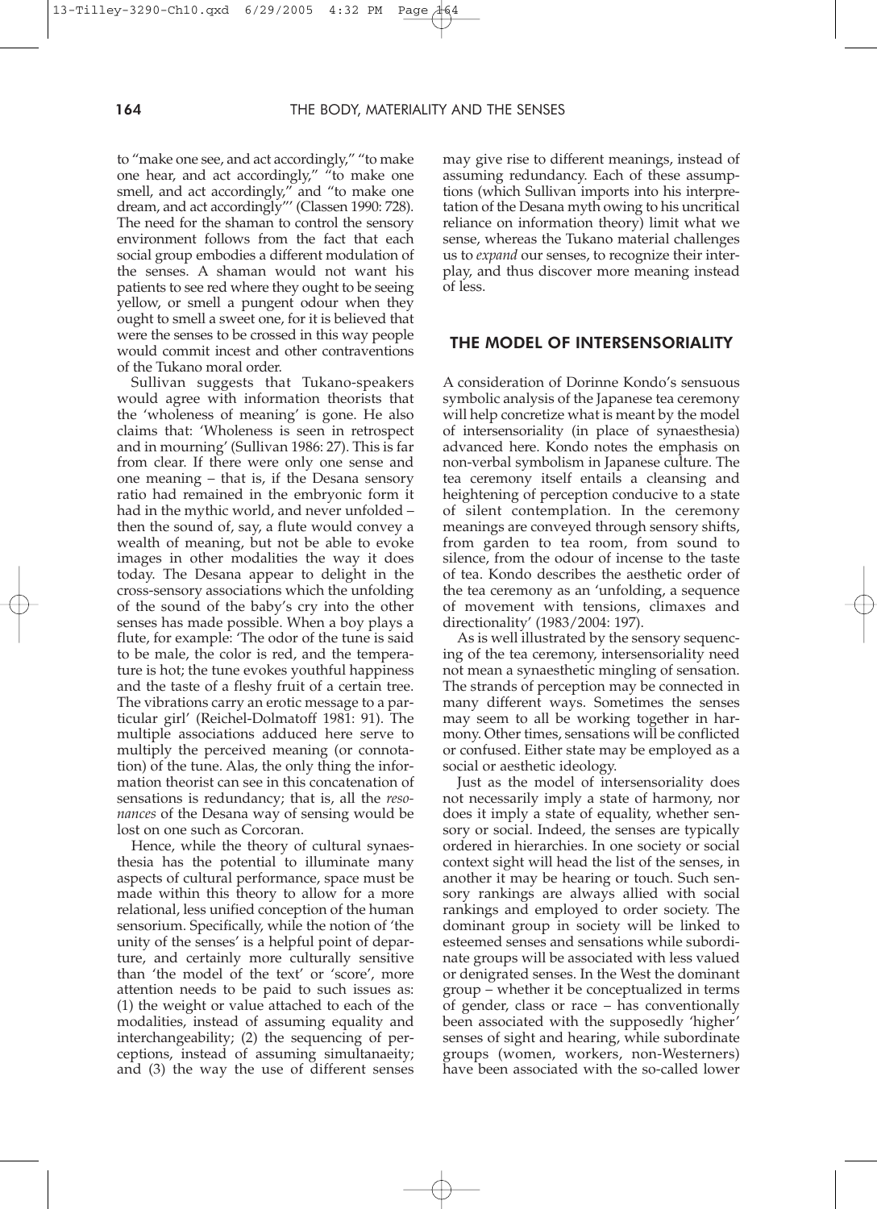to "make one see, and act accordingly," "to make one hear, and act accordingly," "to make one smell, and act accordingly," and "to make one dream, and act accordingly"' (Classen 1990: 728). The need for the shaman to control the sensory environment follows from the fact that each social group embodies a different modulation of the senses. A shaman would not want his patients to see red where they ought to be seeing yellow, or smell a pungent odour when they ought to smell a sweet one, for it is believed that were the senses to be crossed in this way people would commit incest and other contraventions of the Tukano moral order.

Sullivan suggests that Tukano-speakers would agree with information theorists that the 'wholeness of meaning' is gone. He also claims that: 'Wholeness is seen in retrospect and in mourning' (Sullivan 1986: 27). This is far from clear. If there were only one sense and one meaning – that is, if the Desana sensory ratio had remained in the embryonic form it had in the mythic world, and never unfolded – then the sound of, say, a flute would convey a wealth of meaning, but not be able to evoke images in other modalities the way it does today. The Desana appear to delight in the cross-sensory associations which the unfolding of the sound of the baby's cry into the other senses has made possible. When a boy plays a flute, for example: 'The odor of the tune is said to be male, the color is red, and the temperature is hot; the tune evokes youthful happiness and the taste of a fleshy fruit of a certain tree. The vibrations carry an erotic message to a particular girl' (Reichel-Dolmatoff 1981: 91). The multiple associations adduced here serve to multiply the perceived meaning (or connotation) of the tune. Alas, the only thing the information theorist can see in this concatenation of sensations is redundancy; that is, all the *resonances* of the Desana way of sensing would be lost on one such as Corcoran.

Hence, while the theory of cultural synaesthesia has the potential to illuminate many aspects of cultural performance, space must be made within this theory to allow for a more relational, less unified conception of the human sensorium. Specifically, while the notion of 'the unity of the senses' is a helpful point of departure, and certainly more culturally sensitive than 'the model of the text' or 'score', more attention needs to be paid to such issues as: (1) the weight or value attached to each of the modalities, instead of assuming equality and interchangeability; (2) the sequencing of perceptions, instead of assuming simultanaeity; and (3) the way the use of different senses may give rise to different meanings, instead of assuming redundancy. Each of these assumptions (which Sullivan imports into his interpretation of the Desana myth owing to his uncritical reliance on information theory) limit what we sense, whereas the Tukano material challenges us to *expand* our senses, to recognize their interplay, and thus discover more meaning instead of less.

## THE MODEL OF INTERSENSORIALITY

A consideration of Dorinne Kondo's sensuous symbolic analysis of the Japanese tea ceremony will help concretize what is meant by the model of intersensoriality (in place of synaesthesia) advanced here. Kondo notes the emphasis on non-verbal symbolism in Japanese culture. The tea ceremony itself entails a cleansing and heightening of perception conducive to a state of silent contemplation. In the ceremony meanings are conveyed through sensory shifts, from garden to tea room, from sound to silence, from the odour of incense to the taste of tea. Kondo describes the aesthetic order of the tea ceremony as an 'unfolding, a sequence of movement with tensions, climaxes and directionality' (1983/2004: 197).

As is well illustrated by the sensory sequencing of the tea ceremony, intersensoriality need not mean a synaesthetic mingling of sensation. The strands of perception may be connected in many different ways. Sometimes the senses may seem to all be working together in harmony. Other times, sensations will be conflicted or confused. Either state may be employed as a social or aesthetic ideology.

Just as the model of intersensoriality does not necessarily imply a state of harmony, nor does it imply a state of equality, whether sensory or social. Indeed, the senses are typically ordered in hierarchies. In one society or social context sight will head the list of the senses, in another it may be hearing or touch. Such sensory rankings are always allied with social rankings and employed to order society. The dominant group in society will be linked to esteemed senses and sensations while subordinate groups will be associated with less valued or denigrated senses. In the West the dominant group – whether it be conceptualized in terms of gender, class or race – has conventionally been associated with the supposedly 'higher' senses of sight and hearing, while subordinate groups (women, workers, non-Westerners) have been associated with the so-called lower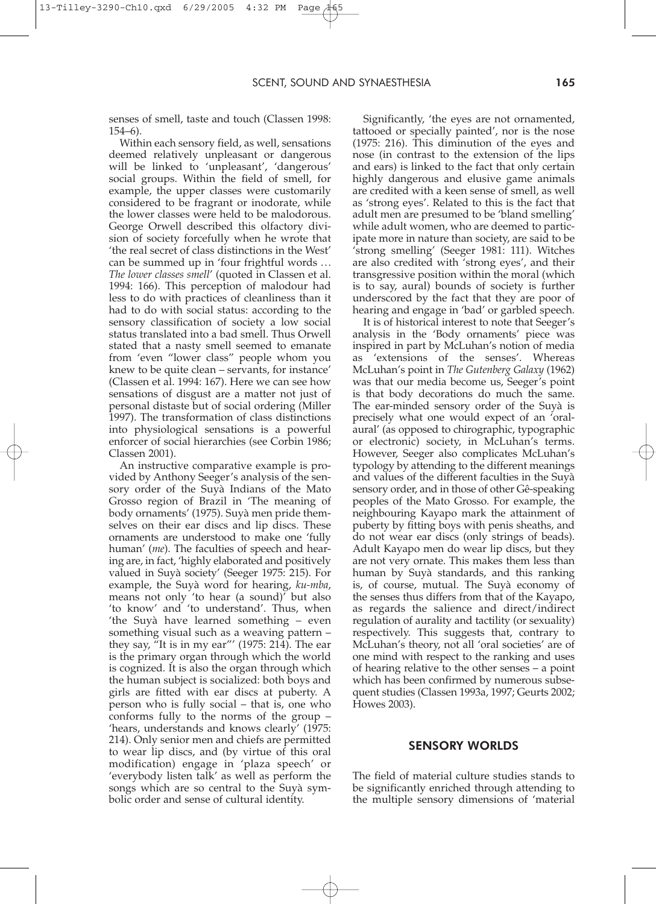senses of smell, taste and touch (Classen 1998: 154–6).

Within each sensory field, as well, sensations deemed relatively unpleasant or dangerous will be linked to 'unpleasant', 'dangerous' social groups. Within the field of smell, for example, the upper classes were customarily considered to be fragrant or inodorate, while the lower classes were held to be malodorous. George Orwell described this olfactory division of society forcefully when he wrote that 'the real secret of class distinctions in the West' can be summed up in 'four frightful words … *The lower classes smell*' (quoted in Classen et al. 1994: 166). This perception of malodour had less to do with practices of cleanliness than it had to do with social status: according to the sensory classification of society a low social status translated into a bad smell. Thus Orwell stated that a nasty smell seemed to emanate from 'even "lower class" people whom you knew to be quite clean – servants, for instance' (Classen et al. 1994: 167). Here we can see how sensations of disgust are a matter not just of personal distaste but of social ordering (Miller 1997). The transformation of class distinctions into physiological sensations is a powerful enforcer of social hierarchies (see Corbin 1986; Classen 2001).

An instructive comparative example is provided by Anthony Seeger's analysis of the sensory order of the Suyà Indians of the Mato Grosso region of Brazil in 'The meaning of body ornaments' (1975). Suyà men pride themselves on their ear discs and lip discs. These ornaments are understood to make one 'fully human' (*me*). The faculties of speech and hearing are, in fact, 'highly elaborated and positively valued in Suyà society' (Seeger 1975: 215). For example, the Suyà word for hearing, *ku-mba*, means not only 'to hear (a sound)' but also 'to know' and 'to understand'. Thus, when 'the Suyà have learned something – even something visual such as a weaving pattern – they say, "It is in my ear"' (1975: 214). The ear is the primary organ through which the world is cognized. It is also the organ through which the human subject is socialized: both boys and girls are fitted with ear discs at puberty. A person who is fully social – that is, one who conforms fully to the norms of the group – 'hears, understands and knows clearly' (1975: 214). Only senior men and chiefs are permitted to wear lip discs, and (by virtue of this oral modification) engage in 'plaza speech' or 'everybody listen talk' as well as perform the songs which are so central to the Suyà symbolic order and sense of cultural identity.

Significantly, 'the eyes are not ornamented, tattooed or specially painted', nor is the nose (1975: 216). This diminution of the eyes and nose (in contrast to the extension of the lips and ears) is linked to the fact that only certain highly dangerous and elusive game animals are credited with a keen sense of smell, as well as 'strong eyes'. Related to this is the fact that adult men are presumed to be 'bland smelling' while adult women, who are deemed to participate more in nature than society, are said to be 'strong smelling' (Seeger 1981: 111). Witches are also credited with 'strong eyes', and their transgressive position within the moral (which is to say, aural) bounds of society is further underscored by the fact that they are poor of hearing and engage in 'bad' or garbled speech.

It is of historical interest to note that Seeger's analysis in the 'Body ornaments' piece was inspired in part by McLuhan's notion of media as 'extensions of the senses'. Whereas McLuhan's point in *The Gutenberg Galaxy* (1962) was that our media become us, Seeger's point is that body decorations do much the same. The ear-minded sensory order of the Suyà is precisely what one would expect of an 'oral-aural' (as opposed to chirographic, typographic or electronic) society, in McLuhan's terms. However, Seeger also complicates McLuhan's typology by attending to the different meanings and values of the different faculties in the Suyà sensory order, and in those of other Gê-speaking peoples of the Mato Grosso. For example, the neighbouring Kayapo mark the attainment of puberty by fitting boys with penis sheaths, and do not wear ear discs (only strings of beads). Adult Kayapo men do wear lip discs, but they are not very ornate. This makes them less than human by Suyà standards, and this ranking is, of course, mutual. The Suyà economy of the senses thus differs from that of the Kayapo, as regards the salience and direct/indirect regulation of aurality and tactility (or sexuality) respectively. This suggests that, contrary to McLuhan's theory, not all 'oral societies' are of one mind with respect to the ranking and uses of hearing relative to the other senses – a point which has been confirmed by numerous subsequent studies (Classen 1993a, 1997; Geurts 2002; Howes 2003).

## SENSORY WORLDS

The field of material culture studies stands to be significantly enriched through attending to the multiple sensory dimensions of 'material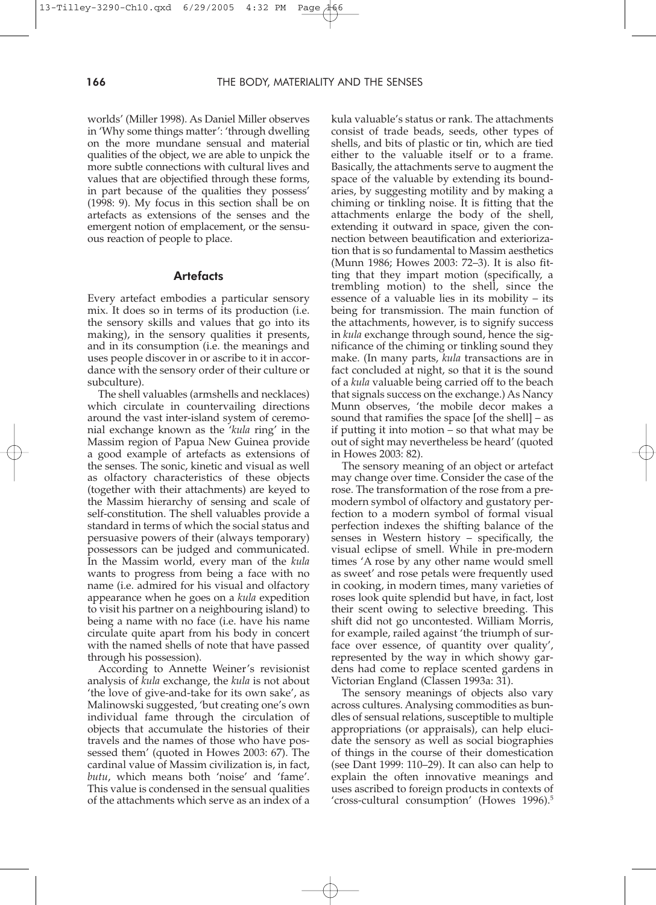worlds' (Miller 1998). As Daniel Miller observes in 'Why some things matter': 'through dwelling on the more mundane sensual and material qualities of the object, we are able to unpick the more subtle connections with cultural lives and values that are objectified through these forms, in part because of the qualities they possess' (1998: 9). My focus in this section shall be on artefacts as extensions of the senses and the emergent notion of emplacement, or the sensuous reaction of people to place.

### Artefacts

Every artefact embodies a particular sensory mix. It does so in terms of its production (i.e. the sensory skills and values that go into its making), in the sensory qualities it presents, and in its consumption (i.e. the meanings and uses people discover in or ascribe to it in accordance with the sensory order of their culture or subculture).

The shell valuables (armshells and necklaces) which circulate in countervailing directions around the vast inter-island system of ceremonial exchange known as the '*kula* ring' in the Massim region of Papua New Guinea provide a good example of artefacts as extensions of the senses. The sonic, kinetic and visual as well as olfactory characteristics of these objects (together with their attachments) are keyed to the Massim hierarchy of sensing and scale of self-constitution. The shell valuables provide a standard in terms of which the social status and persuasive powers of their (always temporary) possessors can be judged and communicated. In the Massim world, every man of the *kula* wants to progress from being a face with no name (i.e. admired for his visual and olfactory appearance when he goes on a *kula* expedition to visit his partner on a neighbouring island) to being a name with no face (i.e. have his name circulate quite apart from his body in concert with the named shells of note that have passed through his possession).

According to Annette Weiner's revisionist analysis of *kula* exchange, the *kula* is not about 'the love of give-and-take for its own sake', as Malinowski suggested, 'but creating one's own individual fame through the circulation of objects that accumulate the histories of their travels and the names of those who have possessed them' (quoted in Howes 2003: 67). The cardinal value of Massim civilization is, in fact, *butu*, which means both 'noise' and 'fame'. This value is condensed in the sensual qualities of the attachments which serve as an index of a kula valuable's status or rank. The attachments consist of trade beads, seeds, other types of shells, and bits of plastic or tin, which are tied either to the valuable itself or to a frame. Basically, the attachments serve to augment the space of the valuable by extending its boundaries, by suggesting motility and by making a chiming or tinkling noise. It is fitting that the attachments enlarge the body of the shell, extending it outward in space, given the connection between beautification and exteriorization that is so fundamental to Massim aesthetics (Munn 1986; Howes 2003: 72–3). It is also fitting that they impart motion (specifically, a trembling motion) to the shell, since the essence of a valuable lies in its mobility – its being for transmission. The main function of the attachments, however, is to signify success in *kula* exchange through sound, hence the significance of the chiming or tinkling sound they make. (In many parts, *kula* transactions are in fact concluded at night, so that it is the sound of a *kula* valuable being carried off to the beach that signals success on the exchange.) As Nancy Munn observes, 'the mobile decor makes a sound that ramifies the space [of the shell] – as if putting it into motion – so that what may be out of sight may nevertheless be heard' (quoted in Howes 2003: 82).

The sensory meaning of an object or artefact may change over time. Consider the case of the rose. The transformation of the rose from a premodern symbol of olfactory and gustatory perfection to a modern symbol of formal visual perfection indexes the shifting balance of the senses in Western history – specifically, the visual eclipse of smell. While in pre-modern times 'A rose by any other name would smell as sweet' and rose petals were frequently used in cooking, in modern times, many varieties of roses look quite splendid but have, in fact, lost their scent owing to selective breeding. This shift did not go uncontested. William Morris, for example, railed against 'the triumph of surface over essence, of quantity over quality', represented by the way in which showy gardens had come to replace scented gardens in Victorian England (Classen 1993a: 31).

The sensory meanings of objects also vary across cultures. Analysing commodities as bundles of sensual relations, susceptible to multiple appropriations (or appraisals), can help elucidate the sensory as well as social biographies of things in the course of their domestication (see Dant 1999: 110–29). It also can help to explain the often innovative meanings and uses ascribed to foreign products in contexts of 'cross-cultural consumption' (Howes 1996).[5]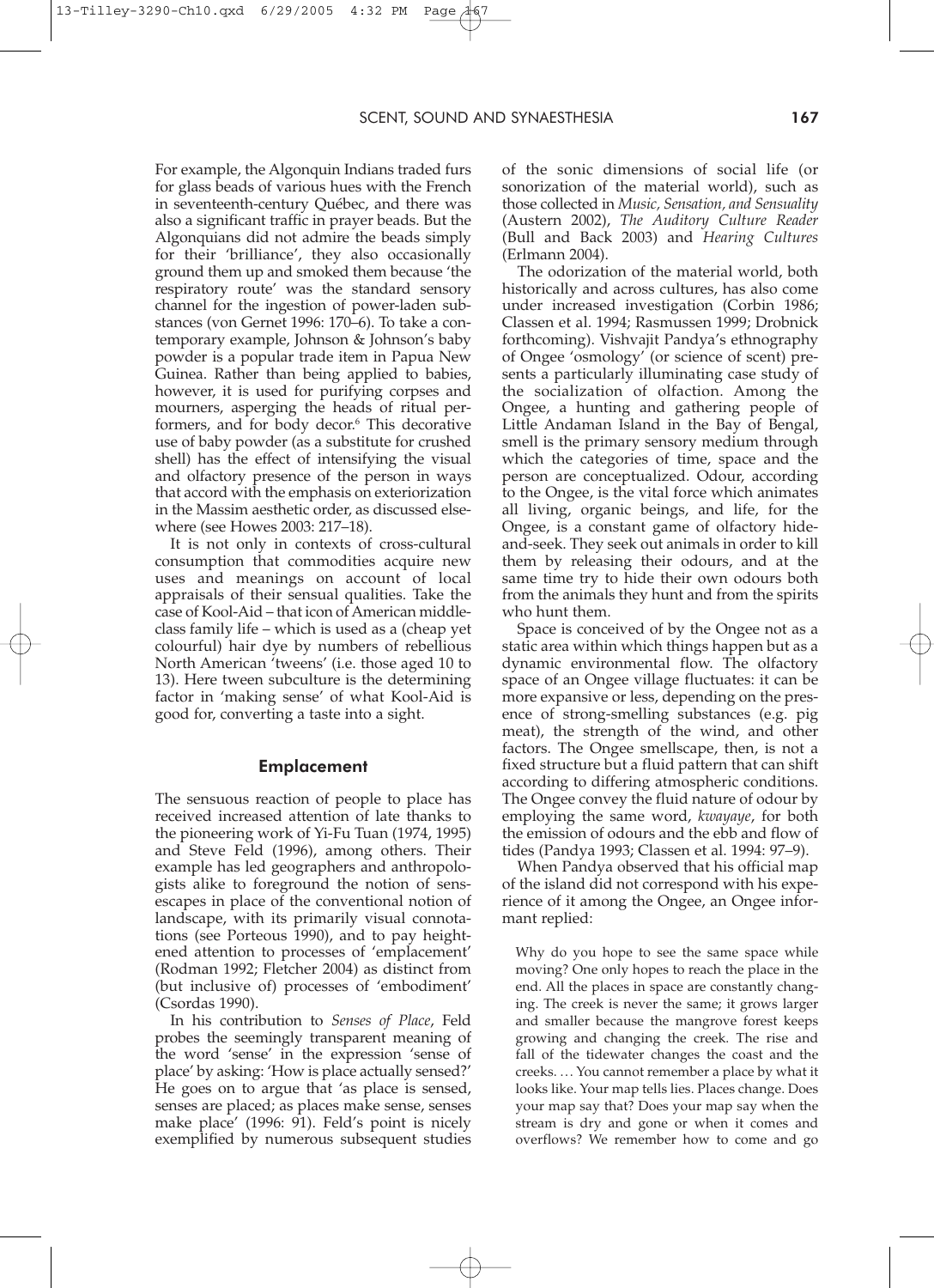For example, the Algonquin Indians traded furs for glass beads of various hues with the French in seventeenth-century Québec, and there was also a significant traffic in prayer beads. But the Algonquians did not admire the beads simply for their 'brilliance', they also occasionally ground them up and smoked them because 'the respiratory route' was the standard sensory channel for the ingestion of power-laden substances (von Gernet 1996: 170–6). To take a contemporary example, Johnson & Johnson's baby powder is a popular trade item in Papua New Guinea. Rather than being applied to babies, however, it is used for purifying corpses and mourners, asperging the heads of ritual performers, and for body decor.[6] This decorative use of baby powder (as a substitute for crushed shell) has the effect of intensifying the visual and olfactory presence of the person in ways that accord with the emphasis on exteriorization in the Massim aesthetic order, as discussed elsewhere (see Howes 2003: 217–18).

It is not only in contexts of cross-cultural consumption that commodities acquire new uses and meanings on account of local appraisals of their sensual qualities. Take the case of Kool-Aid – that icon of American middle-class family life – which is used as a (cheap yet colourful) hair dye by numbers of rebellious North American 'tweens' (i.e. those aged 10 to 13). Here tween subculture is the determining factor in 'making sense' of what Kool-Aid is good for, converting a taste into a sight.

## Emplacement

The sensuous reaction of people to place has received increased attention of late thanks to the pioneering work of Yi-Fu Tuan (1974, 1995) and Steve Feld (1996), among others. Their example has led geographers and anthropologists alike to foreground the notion of sensescapes in place of the conventional notion of landscape, with its primarily visual connotations (see Porteous 1990), and to pay heightened attention to processes of 'emplacement' (Rodman 1992; Fletcher 2004) as distinct from (but inclusive of) processes of 'embodiment' (Csordas 1990).

In his contribution to *Senses of Place*, Feld probes the seemingly transparent meaning of the word 'sense' in the expression 'sense of place' by asking: 'How is place actually sensed?' He goes on to argue that 'as place is sensed, senses are placed; as places make sense, senses make place' (1996: 91). Feld's point is nicely exemplified by numerous subsequent studies of the sonic dimensions of social life (or sonorization of the material world), such as those collected in *Music, Sensation, and Sensuality* (Austern 2002), *The Auditory Culture Reader* (Bull and Back 2003) and *Hearing Cultures* (Erlmann 2004).

The odorization of the material world, both historically and across cultures, has also come under increased investigation (Corbin 1986; Classen et al. 1994; Rasmussen 1999; Drobnick forthcoming). Vishvajit Pandya's ethnography of Ongee 'osmology' (or science of scent) presents a particularly illuminating case study of the socialization of olfaction. Among the Ongee, a hunting and gathering people of Little Andaman Island in the Bay of Bengal, smell is the primary sensory medium through which the categories of time, space and the person are conceptualized. Odour, according to the Ongee, is the vital force which animates all living, organic beings, and life, for the Ongee, is a constant game of olfactory hide-and-seek. They seek out animals in order to kill them by releasing their odours, and at the same time try to hide their own odours both from the animals they hunt and from the spirits who hunt them.

Space is conceived of by the Ongee not as a static area within which things happen but as a dynamic environmental flow. The olfactory space of an Ongee village fluctuates: it can be more expansive or less, depending on the presence of strong-smelling substances (e.g. pig meat), the strength of the wind, and other factors. The Ongee smellscape, then, is not a fixed structure but a fluid pattern that can shift according to differing atmospheric conditions. The Ongee convey the fluid nature of odour by employing the same word, *kwayaye*, for both the emission of odours and the ebb and flow of tides (Pandya 1993; Classen et al. 1994: 97–9).

When Pandya observed that his official map of the island did not correspond with his experience of it among the Ongee, an Ongee informant replied:

> Why do you hope to see the same space while moving? One only hopes to reach the place in the end. All the places in space are constantly changing. The creek is never the same; it grows larger and smaller because the mangrove forest keeps growing and changing the creek. The rise and fall of the tidewater changes the coast and the creeks. … You cannot remember a place by what it looks like. Your map tells lies. Places change. Does your map say that? Does your map say when the stream is dry and gone or when it comes and overflows? We remember how to come and go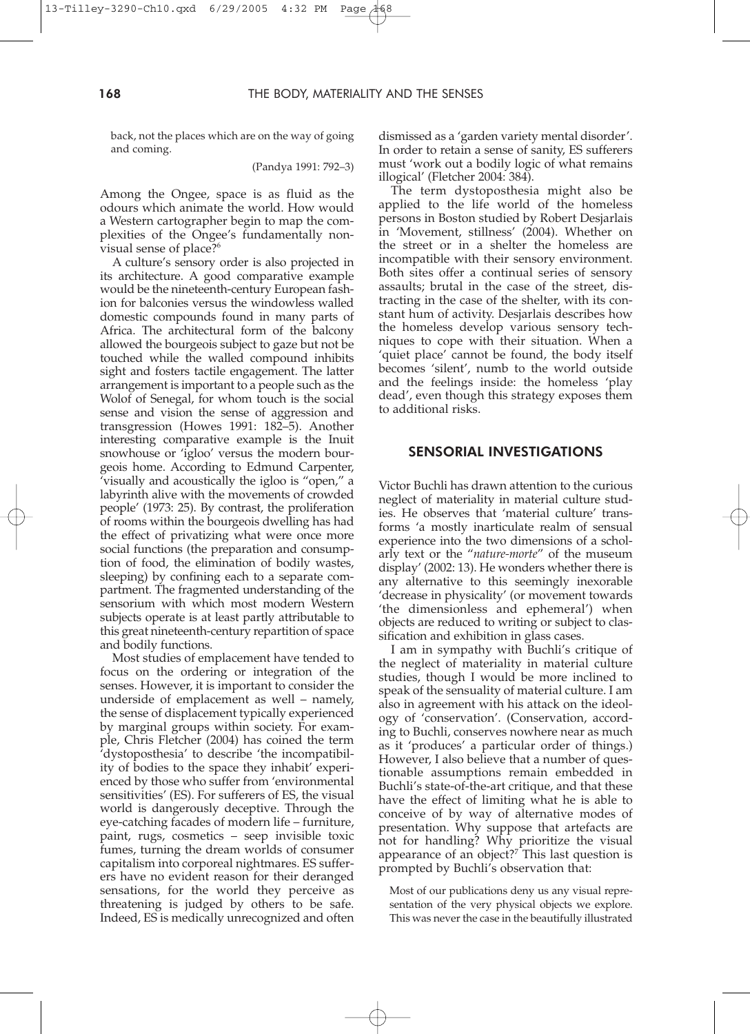back, not the places which are on the way of going and coming.

(Pandya 1991: 792–3)

Among the Ongee, space is as fluid as the odours which animate the world. How would a Western cartographer begin to map the complexities of the Ongee's fundamentally non-visual sense of place?[6]

A culture's sensory order is also projected in its architecture. A good comparative example would be the nineteenth-century European fashion for balconies versus the windowless walled domestic compounds found in many parts of Africa. The architectural form of the balcony allowed the bourgeois subject to gaze but not be touched while the walled compound inhibits sight and fosters tactile engagement. The latter arrangement is important to a people such as the Wolof of Senegal, for whom touch is the social sense and vision the sense of aggression and transgression (Howes 1991: 182–5). Another interesting comparative example is the Inuit snowhouse or 'igloo' versus the modern bourgeois home. According to Edmund Carpenter, 'visually and acoustically the igloo is "open," a labyrinth alive with the movements of crowded people' (1973: 25). By contrast, the proliferation of rooms within the bourgeois dwelling has had the effect of privatizing what were once more social functions (the preparation and consumption of food, the elimination of bodily wastes, sleeping) by confining each to a separate compartment. The fragmented understanding of the sensorium with which most modern Western subjects operate is at least partly attributable to this great nineteenth-century repartition of space and bodily functions.

Most studies of emplacement have tended to focus on the ordering or integration of the senses. However, it is important to consider the underside of emplacement as well – namely, the sense of displacement typically experienced by marginal groups within society. For example, Chris Fletcher (2004) has coined the term 'dystoposthesia' to describe 'the incompatibility of bodies to the space they inhabit' experienced by those who suffer from 'environmental sensitivities' (ES). For sufferers of ES, the visual world is dangerously deceptive. Through the eye-catching facades of modern life – furniture, paint, rugs, cosmetics – seep invisible toxic fumes, turning the dream worlds of consumer capitalism into corporeal nightmares. ES sufferers have no evident reason for their deranged sensations, for the world they perceive as threatening is judged by others to be safe. Indeed, ES is medically unrecognized and often dismissed as a 'garden variety mental disorder'. In order to retain a sense of sanity, ES sufferers must 'work out a bodily logic of what remains illogical' (Fletcher 2004: 384).

The term dystoposthesia might also be applied to the life world of the homeless persons in Boston studied by Robert Desjarlais in 'Movement, stillness' (2004). Whether on the street or in a shelter the homeless are incompatible with their sensory environment. Both sites offer a continual series of sensory assaults; brutal in the case of the street, distracting in the case of the shelter, with its constant hum of activity. Desjarlais describes how the homeless develop various sensory techniques to cope with their situation. When a 'quiet place' cannot be found, the body itself becomes 'silent', numb to the world outside and the feelings inside: the homeless 'play dead', even though this strategy exposes them to additional risks.

## SENSORIAL INVESTIGATIONS

Victor Buchli has drawn attention to the curious neglect of materiality in material culture studies. He observes that 'material culture' transforms 'a mostly inarticulate realm of sensual experience into the two dimensions of a scholarly text or the "*nature-morte*" of the museum display' (2002: 13). He wonders whether there is any alternative to this seemingly inexorable 'decrease in physicality' (or movement towards 'the dimensionless and ephemeral') when objects are reduced to writing or subject to classification and exhibition in glass cases.

I am in sympathy with Buchli's critique of the neglect of materiality in material culture studies, though I would be more inclined to speak of the sensuality of material culture. I am also in agreement with his attack on the ideology of 'conservation'. (Conservation, according to Buchli, conserves nowhere near as much as it 'produces' a particular order of things.) However, I also believe that a number of questionable assumptions remain embedded in Buchli's state-of-the-art critique, and that these have the effect of limiting what he is able to conceive of by way of alternative modes of presentation. Why suppose that artefacts are not for handling? Why prioritize the visual appearance of an object?[7] This last question is prompted by Buchli's observation that:

> Most of our publications deny us any visual representation of the very physical objects we explore. This was never the case in the beautifully illustrated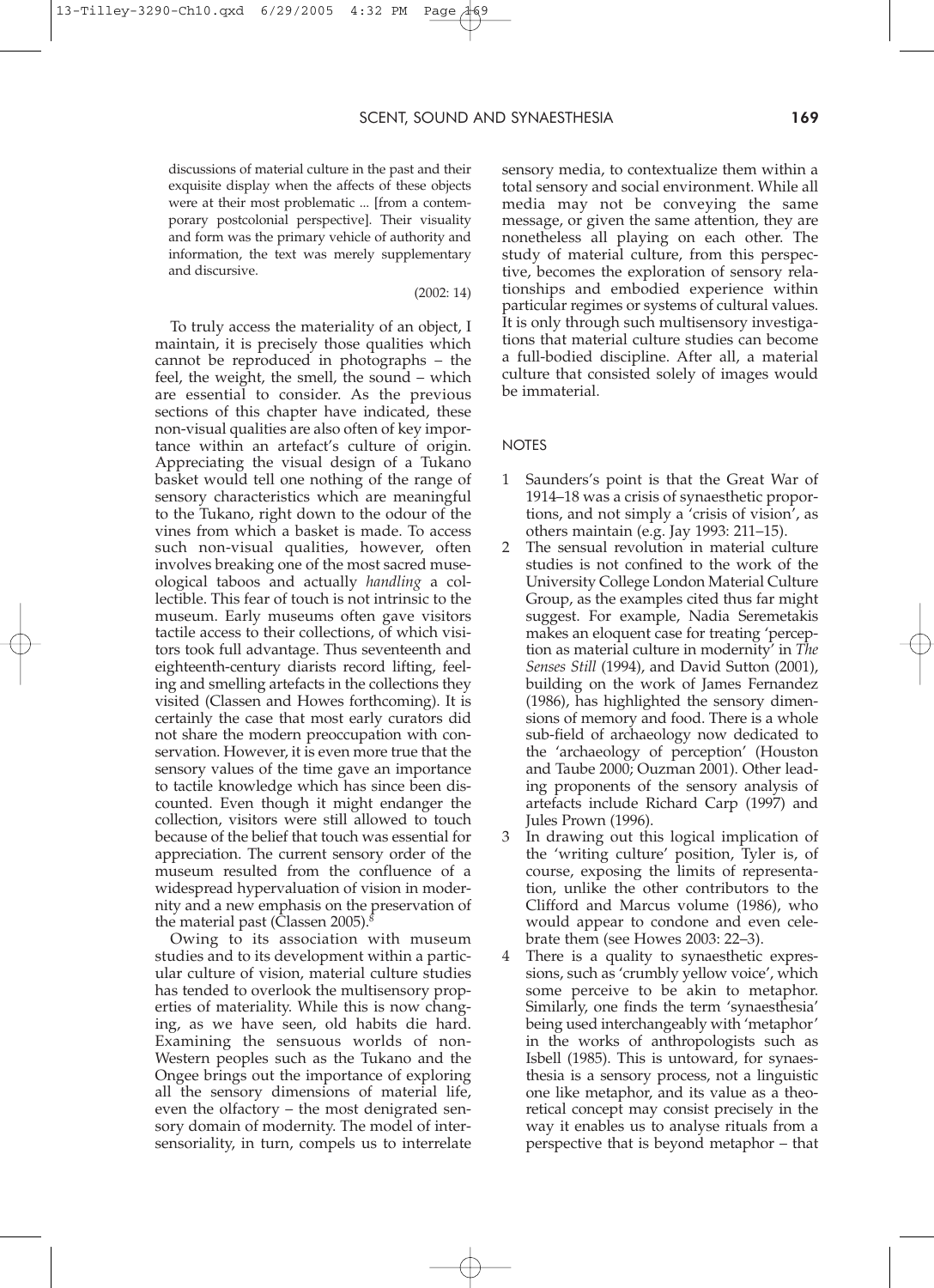> discussions of material culture in the past and their exquisite display when the affects of these objects were at their most problematic ... [from a contemporary postcolonial perspective]. Their visuality and form was the primary vehicle of authority and information, the text was merely supplementary and discursive.
>
> (2002: 14)

To truly access the materiality of an object, I maintain, it is precisely those qualities which cannot be reproduced in photographs – the feel, the weight, the smell, the sound – which are essential to consider. As the previous sections of this chapter have indicated, these non-visual qualities are also often of key importance within an artefact's culture of origin. Appreciating the visual design of a Tukano basket would tell one nothing of the range of sensory characteristics which are meaningful to the Tukano, right down to the odour of the vines from which a basket is made. To access such non-visual qualities, however, often involves breaking one of the most sacred museological taboos and actually *handling* a collectible. This fear of touch is not intrinsic to the museum. Early museums often gave visitors tactile access to their collections, of which visitors took full advantage. Thus seventeenth and eighteenth-century diarists record lifting, feeling and smelling artefacts in the collections they visited (Classen and Howes forthcoming). It is certainly the case that most early curators did not share the modern preoccupation with conservation. However, it is even more true that the sensory values of the time gave an importance to tactile knowledge which has since been discounted. Even though it might endanger the collection, visitors were still allowed to touch because of the belief that touch was essential for appreciation. The current sensory order of the museum resulted from the confluence of a widespread hypervaluation of vision in modernity and a new emphasis on the preservation of the material past (Classen 2005).[5]

Owing to its association with museum studies and to its development within a particular culture of vision, material culture studies has tended to overlook the multisensory properties of materiality. While this is now changing, as we have seen, old habits die hard. Examining the sensuous worlds of non-Western peoples such as the Tukano and the Ongee brings out the importance of exploring all the sensory dimensions of material life, even the olfactory – the most denigrated sensory domain of modernity. The model of intersensoriality, in turn, compels us to interrelate sensory media, to contextualize them within a total sensory and social environment. While all media may not be conveying the same message, or given the same attention, they are nonetheless all playing on each other. The study of material culture, from this perspective, becomes the exploration of sensory relationships and embodied experience within particular regimes or systems of cultural values. It is only through such multisensory investigations that material culture studies can become a full-bodied discipline. After all, a material culture that consisted solely of images would be immaterial.

## NOTES

1. Saunders's point is that the Great War of 1914–18 was a crisis of synaesthetic proportions, and not simply a 'crisis of vision', as others maintain (e.g. Jay 1993: 211–15).
2. The sensual revolution in material culture studies is not confined to the work of the University College London Material Culture Group, as the examples cited thus far might suggest. For example, Nadia Seremetakis makes an eloquent case for treating 'perception as material culture in modernity' in *The Senses Still* (1994), and David Sutton (2001), building on the work of James Fernandez (1986), has highlighted the sensory dimensions of memory and food. There is a whole sub-field of archaeology now dedicated to the 'archaeology of perception' (Houston and Taube 2000; Ouzman 2001). Other leading proponents of the sensory analysis of artefacts include Richard Carp (1997) and Jules Prown (1996).
3. In drawing out this logical implication of the 'writing culture' position, Tyler is, of course, exposing the limits of representation, unlike the other contributors to the Clifford and Marcus volume (1986), who would appear to condone and even celebrate them (see Howes 2003: 22–3).
4. There is a quality to synaesthetic expressions, such as 'crumbly yellow voice', which some perceive to be akin to metaphor. Similarly, one finds the term 'synaesthesia' being used interchangeably with 'metaphor' in the works of anthropologists such as Isbell (1985). This is untoward, for synaesthesia is a sensory process, not a linguistic one like metaphor, and its value as a theoretical concept may consist precisely in the way it enables us to analyse rituals from a perspective that is beyond metaphor – that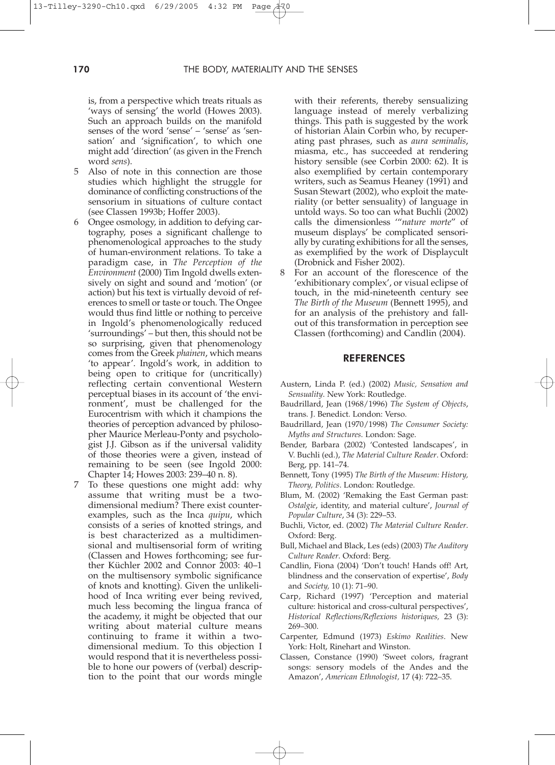is, from a perspective which treats rituals as 'ways of sensing' the world (Howes 2003). Such an approach builds on the manifold senses of the word 'sense' – 'sense' as 'sensation' and 'signification', to which one might add 'direction' (as given in the French word *sens*).

5 Also of note in this connection are those studies which highlight the struggle for dominance of conflicting constructions of the sensorium in situations of culture contact (see Classen 1993b; Hoffer 2003).

6 Ongee osmology, in addition to defying cartography, poses a significant challenge to phenomenological approaches to the study of human-environment relations. To take a paradigm case, in *The Perception of the Environment* (2000) Tim Ingold dwells extensively on sight and sound and 'motion' (or action) but his text is virtually devoid of references to smell or taste or touch. The Ongee would thus find little or nothing to perceive in Ingold's phenomenologically reduced 'surroundings' – but then, this should not be so surprising, given that phenomenology comes from the Greek *phainen*, which means 'to appear'. Ingold's work, in addition to being open to critique for (uncritically) reflecting certain conventional Western perceptual biases in its account of 'the environment', must be challenged for the Eurocentrism with which it champions the theories of perception advanced by philosopher Maurice Merleau-Ponty and psychologist J.J. Gibson as if the universal validity of those theories were a given, instead of remaining to be seen (see Ingold 2000: Chapter 14; Howes 2003: 239–40 n. 8).

7 To these questions one might add: why assume that writing must be a two-dimensional medium? There exist counter-examples, such as the Inca *quipu*, which consists of a series of knotted strings, and is best characterized as a multidimensional and multisensorial form of writing (Classen and Howes forthcoming; see further Küchler 2002 and Connor 2003: 40–1 on the multisensory symbolic significance of knots and knotting). Given the unlikelihood of Inca writing ever being revived, much less becoming the lingua franca of the academy, it might be objected that our writing about material culture means continuing to frame it within a two-dimensional medium. To this objection I would respond that it is nevertheless possible to hone our powers of (verbal) description to the point that our words mingle with their referents, thereby sensualizing language instead of merely verbalizing things. This path is suggested by the work of historian Alain Corbin who, by recuperating past phrases, such as *aura seminalis*, miasma, etc., has succeeded at rendering history sensible (see Corbin 2000: 62). It is also exemplified by certain contemporary writers, such as Seamus Heaney (1991) and Susan Stewart (2002), who exploit the materiality (or better sensuality) of language in untold ways. So too can what Buchli (2002) calls the dimensionless '"*nature morte*" of museum displays' be complicated sensorially by curating exhibitions for all the senses, as exemplified by the work of Displaycult (Drobnick and Fisher 2002).

8 For an account of the florescence of the 'exhibitionary complex', or visual eclipse of touch, in the mid-nineteenth century see *The Birth of the Museum* (Bennett 1995), and for an analysis of the prehistory and fallout of this transformation in perception see Classen (forthcoming) and Candlin (2004).

## REFERENCES

Austern, Linda P. (ed.) (2002) *Music, Sensation and Sensuality*. New York: Routledge.

Baudrillard, Jean (1968/1996) *The System of Objects*, trans. J. Benedict. London: Verso.

Baudrillard, Jean (1970/1998) *The Consumer Society: Myths and Structures*. London: Sage.

Bender, Barbara (2002) 'Contested landscapes', in V. Buchli (ed.), *The Material Culture Reader*. Oxford: Berg, pp. 141–74.

Bennett, Tony (1995) *The Birth of the Museum: History, Theory, Politics*. London: Routledge.

Blum, M. (2002) 'Remaking the East German past: *Ostalgie*, identity, and material culture', *Journal of Popular Culture*, 34 (3): 229–53.

Buchli, Victor, ed. (2002) *The Material Culture Reader*. Oxford: Berg.

Bull, Michael and Black, Les (eds) (2003) *The Auditory Culture Reader*. Oxford: Berg.

Candlin, Fiona (2004) 'Don't touch! Hands off! Art, blindness and the conservation of expertise', *Body* and *Society,* 10 (1): 71–90.

Carp, Richard (1997) 'Perception and material culture: historical and cross-cultural perspectives', *Historical Reflections/Reflexions historiques,* 23 (3): 269–300.

Carpenter, Edmund (1973) *Eskimo Realities*. New York: Holt, Rinehart and Winston.

Classen, Constance (1990) 'Sweet colors, fragrant songs: sensory models of the Andes and the Amazon', *American Ethnologist,* 17 (4): 722–35.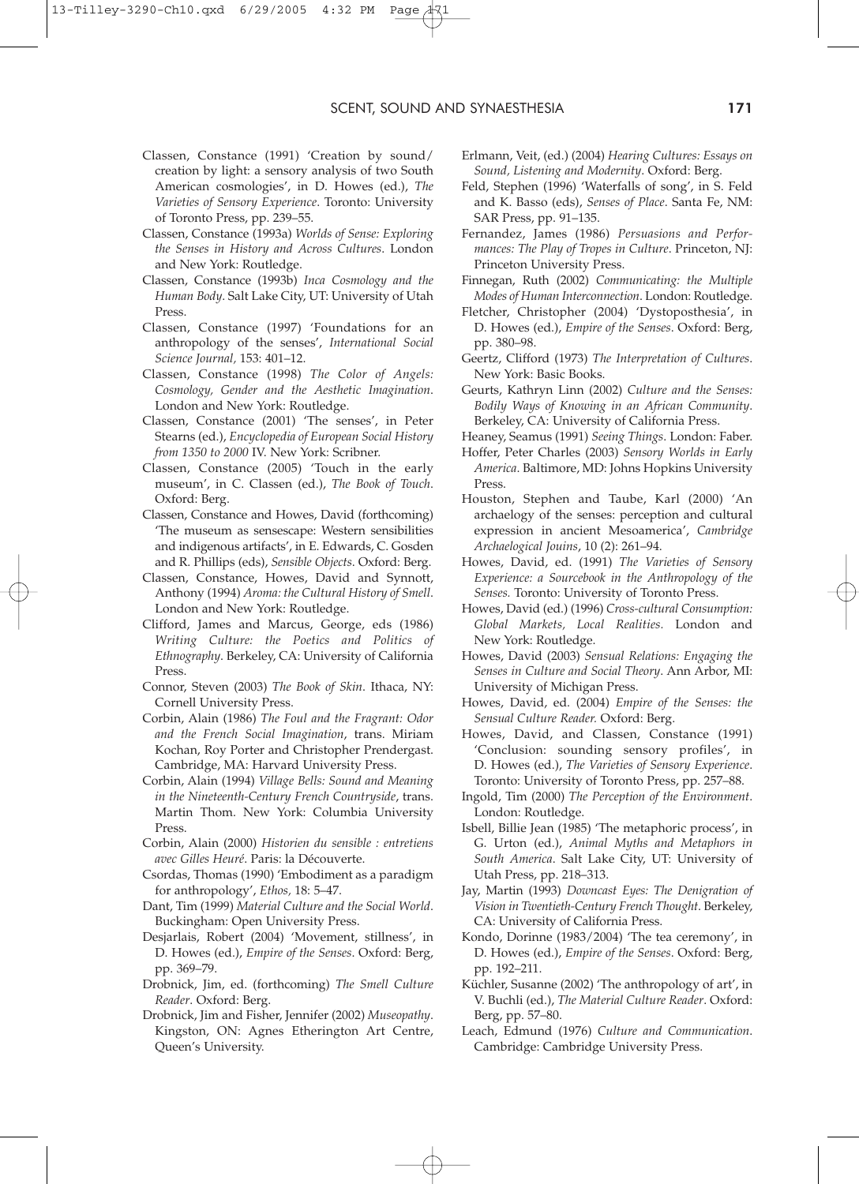Classen, Constance (1991) 'Creation by sound/creation by light: a sensory analysis of two South American cosmologies', in D. Howes (ed.), *The Varieties of Sensory Experience*. Toronto: University of Toronto Press, pp. 239–55.

Classen, Constance (1993a) *Worlds of Sense: Exploring the Senses in History and Across Cultures*. London and New York: Routledge.

Classen, Constance (1993b) *Inca Cosmology and the Human Body*. Salt Lake City, UT: University of Utah Press.

Classen, Constance (1997) 'Foundations for an anthropology of the senses', *International Social Science Journal*, 153: 401–12.

Classen, Constance (1998) *The Color of Angels: Cosmology, Gender and the Aesthetic Imagination*. London and New York: Routledge.

Classen, Constance (2001) 'The senses', in Peter Stearns (ed.), *Encyclopedia of European Social History from 1350 to 2000* IV. New York: Scribner.

Classen, Constance (2005) 'Touch in the early museum', in C. Classen (ed.), *The Book of Touch*. Oxford: Berg.

Classen, Constance and Howes, David (forthcoming) 'The museum as sensescape: Western sensibilities and indigenous artifacts', in E. Edwards, C. Gosden and R. Phillips (eds), *Sensible Objects*. Oxford: Berg.

Classen, Constance, Howes, David and Synnott, Anthony (1994) *Aroma: the Cultural History of Smell*. London and New York: Routledge.

Clifford, James and Marcus, George, eds (1986) *Writing Culture: the Poetics and Politics of Ethnography*. Berkeley, CA: University of California Press.

Connor, Steven (2003) *The Book of Skin*. Ithaca, NY: Cornell University Press.

Corbin, Alain (1986) *The Foul and the Fragrant: Odor and the French Social Imagination*, trans. Miriam Kochan, Roy Porter and Christopher Prendergast. Cambridge, MA: Harvard University Press.

Corbin, Alain (1994) *Village Bells: Sound and Meaning in the Nineteenth-Century French Countryside*, trans. Martin Thom. New York: Columbia University Press.

Corbin, Alain (2000) *Historien du sensible : entretiens avec Gilles Heuré*. Paris: la Découverte.

Csordas, Thomas (1990) 'Embodiment as a paradigm for anthropology', *Ethos*, 18: 5–47.

Dant, Tim (1999) *Material Culture and the Social World*. Buckingham: Open University Press.

Desjarlais, Robert (2004) 'Movement, stillness', in D. Howes (ed.), *Empire of the Senses*. Oxford: Berg, pp. 369–79.

Drobnick, Jim, ed. (forthcoming) *The Smell Culture Reader*. Oxford: Berg.

Drobnick, Jim and Fisher, Jennifer (2002) *Museopathy*. Kingston, ON: Agnes Etherington Art Centre, Queen's University.

Erlmann, Veit, (ed.) (2004) *Hearing Cultures: Essays on Sound, Listening and Modernity*. Oxford: Berg.

Feld, Stephen (1996) 'Waterfalls of song', in S. Feld and K. Basso (eds), *Senses of Place*. Santa Fe, NM: SAR Press, pp. 91–135.

Fernandez, James (1986) *Persuasions and Performances: The Play of Tropes in Culture*. Princeton, NJ: Princeton University Press.

Finnegan, Ruth (2002) *Communicating: the Multiple Modes of Human Interconnection*. London: Routledge.

Fletcher, Christopher (2004) 'Dystoposthesia', in D. Howes (ed.), *Empire of the Senses*. Oxford: Berg, pp. 380–98.

Geertz, Clifford (1973) *The Interpretation of Cultures*. New York: Basic Books.

Geurts, Kathryn Linn (2002) *Culture and the Senses: Bodily Ways of Knowing in an African Community*. Berkeley, CA: University of California Press.

Heaney, Seamus (1991) *Seeing Things*. London: Faber.

Hoffer, Peter Charles (2003) *Sensory Worlds in Early America*. Baltimore, MD: Johns Hopkins University Press.

Houston, Stephen and Taube, Karl (2000) 'An archaeology of the senses: perception and cultural expression in ancient Mesoamerica', *Cambridge Archaeological Jouins*, 10 (2): 261–94.

Howes, David, ed. (1991) *The Varieties of Sensory Experience: a Sourcebook in the Anthropology of the Senses.* Toronto: University of Toronto Press.

Howes, David (ed.) (1996) *Cross-cultural Consumption: Global Markets, Local Realities.* London and New York: Routledge.

Howes, David (2003) *Sensual Relations: Engaging the Senses in Culture and Social Theory*. Ann Arbor, MI: University of Michigan Press.

Howes, David, ed. (2004) *Empire of the Senses: the Sensual Culture Reader.* Oxford: Berg.

Howes, David, and Classen, Constance (1991) 'Conclusion: sounding sensory profiles', in D. Howes (ed.), *The Varieties of Sensory Experience.* Toronto: University of Toronto Press, pp. 257–88.

Ingold, Tim (2000) *The Perception of the Environment.* London: Routledge.

Isbell, Billie Jean (1985) 'The metaphoric process', in G. Urton (ed.), *Animal Myths and Metaphors in South America.* Salt Lake City, UT: University of Utah Press, pp. 218–313.

Jay, Martin (1993) *Downcast Eyes: The Denigration of Vision in Twentieth-Century French Thought*. Berkeley, CA: University of California Press.

Kondo, Dorinne (1983/2004) 'The tea ceremony', in D. Howes (ed.), *Empire of the Senses*. Oxford: Berg, pp. 192–211.

Küchler, Susanne (2002) 'The anthropology of art', in V. Buchli (ed.), *The Material Culture Reader*. Oxford: Berg, pp. 57–80.

Leach, Edmund (1976) *Culture and Communication.* Cambridge: Cambridge University Press.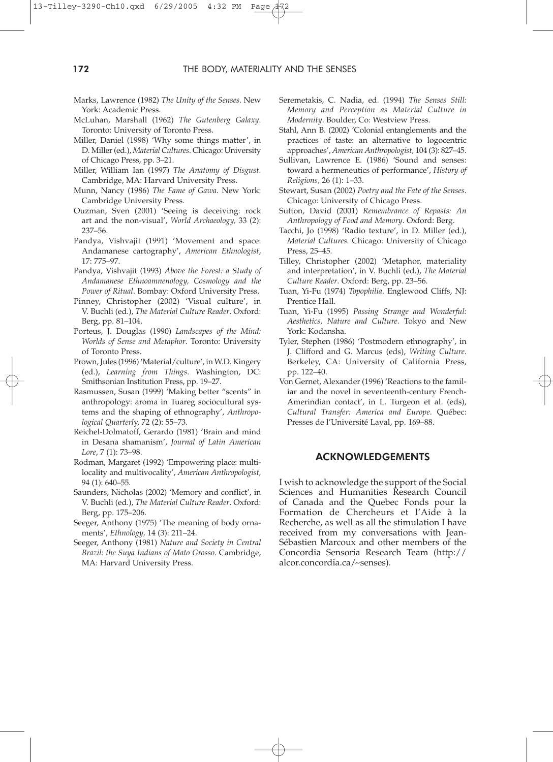Marks, Lawrence (1982) *The Unity of the Senses*. New York: Academic Press.

McLuhan, Marshall (1962) *The Gutenberg Galaxy*. Toronto: University of Toronto Press.

Miller, Daniel (1998) 'Why some things matter', in D. Miller (ed.), *Material Cultures*. Chicago: University of Chicago Press, pp. 3–21.

Miller, William Ian (1997) *The Anatomy of Disgust*. Cambridge, MA: Harvard University Press.

Munn, Nancy (1986) *The Fame of Gawa*. New York: Cambridge University Press.

Ouzman, Sven (2001) 'Seeing is deceiving: rock art and the non-visual', *World Archaeology,* 33 (2): 237–56.

Pandya, Vishvajit (1991) 'Movement and space: Andamanese cartography', *American Ethnologist*, 17: 775–97.

Pandya, Vishvajit (1993) *Above the Forest: a Study of Andamanese Ethnoamnenology, Cosmology and the Power of Ritual*. Bombay: Oxford University Press.

Pinney, Christopher (2002) 'Visual culture', in V. Buchli (ed.), *The Material Culture Reader*. Oxford: Berg, pp. 81–104.

Porteus, J. Douglas (1990) *Landscapes of the Mind: Worlds of Sense and Metaphor*. Toronto: University of Toronto Press.

Prown, Jules (1996) 'Material/culture', in W.D. Kingery (ed.), *Learning from Things*. Washington, DC: Smithsonian Institution Press, pp. 19–27.

Rasmussen, Susan (1999) 'Making better "scents" in anthropology: aroma in Tuareg sociocultural systems and the shaping of ethnography', *Anthropological Quarterly*, 72 (2): 55–73.

Reichel-Dolmatoff, Gerardo (1981) 'Brain and mind in Desana shamanism', *Journal of Latin American Lore*, 7 (1): 73–98.

Rodman, Margaret (1992) 'Empowering place: multilocality and multivocality', *American Anthropologist,* 94 (1): 640–55.

Saunders, Nicholas (2002) 'Memory and conflict', in V. Buchli (ed.), *The Material Culture Reader*. Oxford: Berg, pp. 175–206.

Seeger, Anthony (1975) 'The meaning of body ornaments', *Ethnology,* 14 (3): 211–24.

Seeger, Anthony (1981) *Nature and Society in Central Brazil: the Suya Indians of Mato Grosso*. Cambridge, MA: Harvard University Press.

Seremetakis, C. Nadia, ed. (1994) *The Senses Still: Memory and Perception as Material Culture in Modernity*. Boulder, Co: Westview Press.

Stahl, Ann B. (2002) 'Colonial entanglements and the practices of taste: an alternative to logocentric approaches', *American Anthropologist,* 104 (3): 827–45.

Sullivan, Lawrence E. (1986) 'Sound and senses: toward a hermeneutics of performance', *History of Religions,* 26 (1): 1–33.

Stewart, Susan (2002) *Poetry and the Fate of the Senses*. Chicago: University of Chicago Press.

Sutton, David (2001) *Remembrance of Repasts: An Anthropology of Food and Memory*. Oxford: Berg.

Tacchi, Jo (1998) 'Radio texture', in D. Miller (ed.), *Material Cultures*. Chicago: University of Chicago Press, 25–45.

Tilley, Christopher (2002) 'Metaphor, materiality and interpretation', in V. Buchli (ed.), *The Material Culture Reader*. Oxford: Berg, pp. 23–56.

Tuan, Yi-Fu (1974) *Topophilia*. Englewood Cliffs, NJ: Prentice Hall.

Tuan, Yi-Fu (1995) *Passing Strange and Wonderful: Aesthetics, Nature and Culture*. Tokyo and New York: Kodansha.

Tyler, Stephen (1986) 'Postmodern ethnography', in J. Clifford and G. Marcus (eds), *Writing Culture*. Berkeley, CA: University of California Press, pp. 122–40.

Von Gernet, Alexander (1996) 'Reactions to the familiar and the novel in seventeenth-century French-Amerindian contact', in L. Turgeon et al. (eds), *Cultural Transfer: America and Europe*. Québec: Presses de l'Université Laval, pp. 169–88.

## ACKNOWLEDGEMENTS

I wish to acknowledge the support of the Social Sciences and Humanities Research Council of Canada and the Quebec Fonds pour la Formation de Chercheurs et l'Aide à la Recherche, as well as all the stimulation I have received from my conversations with Jean-Sébastien Marcoux and other members of the Concordia Sensoria Research Team (http://alcor.concordia.ca/~senses).